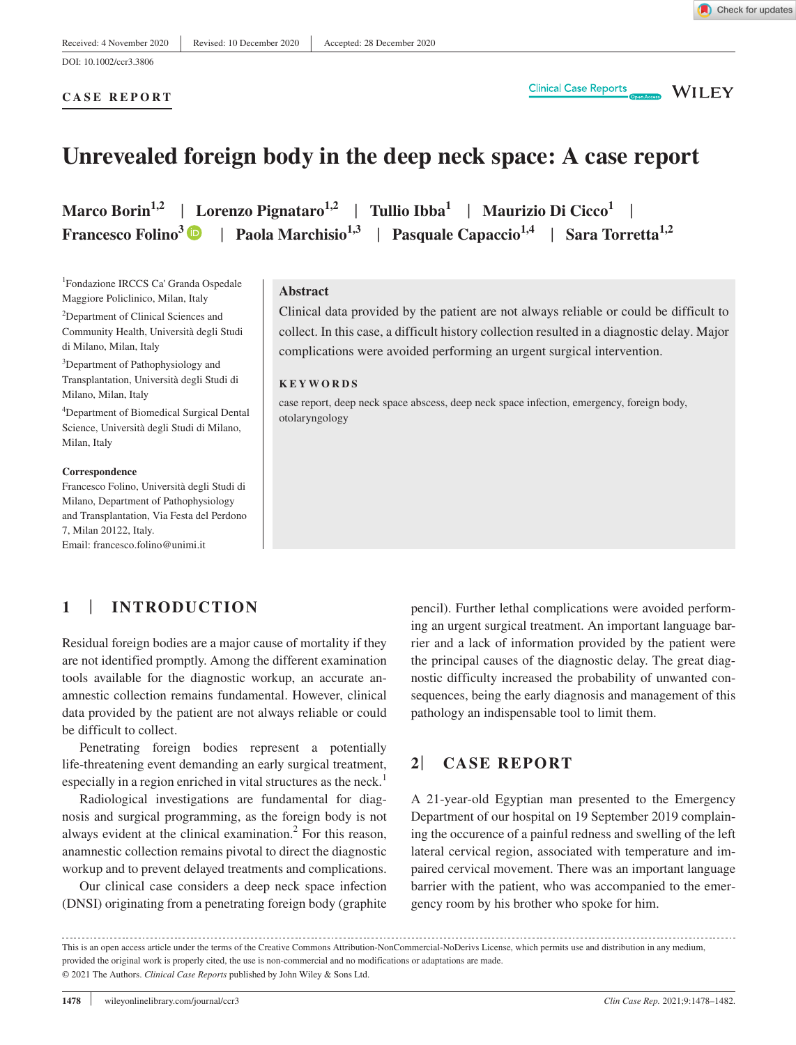Received: 4 November 2020 | Revised: 10 December 2020 | Accepted: 28 December 2020

DOI: 10.1002/ccr3.3806

CASE REPORT

# Unrevealed foreign body in the deep neck space: A case report

**Marco Borin[1,2] | Lorenzo Pignataro[1,2] | Tullio Ibba[1] | Maurizio Di Cicco[1] | Francesco Folino[3] | Paola Marchisio[1,3] | Pasquale Capaccio[1,4] | Sara Torretta[1,2]**

[1]Fondazione IRCCS Ca' Granda Ospedale Maggiore Policlinico, Milan, Italy

[2]Department of Clinical Sciences and Community Health, Università degli Studi di Milano, Milan, Italy

[3]Department of Pathophysiology and Transplantation, Università degli Studi di Milano, Milan, Italy

[4]Department of Biomedical Surgical Dental Science, Università degli Studi di Milano, Milan, Italy

**Correspondence**
Francesco Folino, Università degli Studi di Milano, Department of Pathophysiology and Transplantation, Via Festa del Perdono 7, Milan 20122, Italy.
Email: francesco.folino@unimi.it

## Abstract

Clinical data provided by the patient are not always reliable or could be difficult to collect. In this case, a difficult history collection resulted in a diagnostic delay. Major complications were avoided performing an urgent surgical intervention.

**KEYWORDS**

case report, deep neck space abscess, deep neck space infection, emergency, foreign body, otolaryngology

## 1 | INTRODUCTION

Residual foreign bodies are a major cause of mortality if they are not identified promptly. Among the different examination tools available for the diagnostic workup, an accurate anamnestic collection remains fundamental. However, clinical data provided by the patient are not always reliable or could be difficult to collect.

Penetrating foreign bodies represent a potentially life-threatening event demanding an early surgical treatment, especially in a region enriched in vital structures as the neck.[1]

Radiological investigations are fundamental for diagnosis and surgical programming, as the foreign body is not always evident at the clinical examination.[2] For this reason, anamnestic collection remains pivotal to direct the diagnostic workup and to prevent delayed treatments and complications.

Our clinical case considers a deep neck space infection (DNSI) originating from a penetrating foreign body (graphite pencil). Further lethal complications were avoided performing an urgent surgical treatment. An important language barrier and a lack of information provided by the patient were the principal causes of the diagnostic delay. The great diagnostic difficulty increased the probability of unwanted consequences, being the early diagnosis and management of this pathology an indispensable tool to limit them.

## 2 | CASE REPORT

A 21-year-old Egyptian man presented to the Emergency Department of our hospital on 19 September 2019 complaining the occurence of a painful redness and swelling of the left lateral cervical region, associated with temperature and impaired cervical movement. There was an important language barrier with the patient, who was accompanied to the emergency room by his brother who spoke for him.

This is an open access article under the terms of the Creative Commons Attribution-NonCommercial-NoDerivs License, which permits use and distribution in any medium, provided the original work is properly cited, the use is non-commercial and no modifications or adaptations are made.
© 2021 The Authors. *Clinical Case Reports* published by John Wiley & Sons Ltd.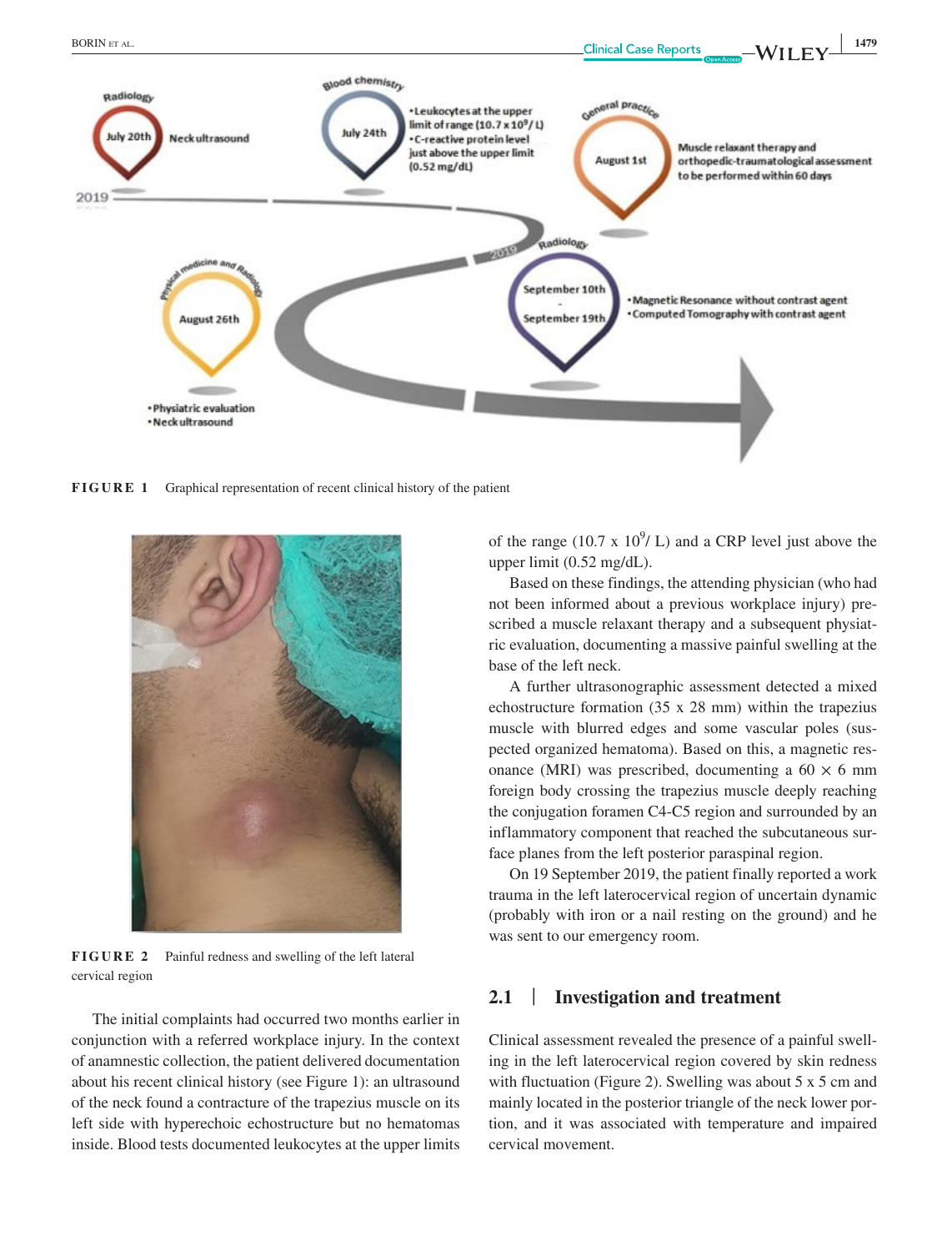Radiology

July 20th

Neck ultrasound

2019

Blood chemistry

July 24th

- Leukocytes at the upper limit of range (10.7 x 10⁹/ L)
- C-reactive protein level just above the upper limit (0.52 mg/dL)

General practice

August 1st

Muscle relaxant therapy and orthopedic-traumatological assessment to be performed within 60 days

2019

Radiology

September 10th - September 19th

- Magnetic Resonance without contrast agent
- Computed Tomography with contrast agent

Physical medicine and Radiology

August 26th

- Physiatric evaluation
- Neck ultrasound

**FIGURE 1** Graphical representation of recent clinical history of the patient

**FIGURE 2** Painful redness and swelling of the left lateral cervical region

The initial complaints had occurred two months earlier in conjunction with a referred workplace injury. In the context of anamnestic collection, the patient delivered documentation about his recent clinical history (see Figure 1): an ultrasound of the neck found a contracture of the trapezius muscle on its left side with hyperechoic echostructure but no hematomas inside. Blood tests documented leukocytes at the upper limits of the range (10.7 x $10^9$/ L) and a CRP level just above the upper limit (0.52 mg/dL).

Based on these findings, the attending physician (who had not been informed about a previous workplace injury) prescribed a muscle relaxant therapy and a subsequent physiatric evaluation, documenting a massive painful swelling at the base of the left neck.

A further ultrasonographic assessment detected a mixed echostructure formation (35 x 28 mm) within the trapezius muscle with blurred edges and some vascular poles (suspected organized hematoma). Based on this, a magnetic resonance (MRI) was prescribed, documenting a 60 × 6 mm foreign body crossing the trapezius muscle deeply reaching the conjugation foramen C4-C5 region and surrounded by an inflammatory component that reached the subcutaneous surface planes from the left posterior paraspinal region.

On 19 September 2019, the patient finally reported a work trauma in the left laterocervical region of uncertain dynamic (probably with iron or a nail resting on the ground) and he was sent to our emergency room.

## 2.1 | Investigation and treatment

Clinical assessment revealed the presence of a painful swelling in the left laterocervical region covered by skin redness with fluctuation (Figure 2). Swelling was about 5 x 5 cm and mainly located in the posterior triangle of the neck lower portion, and it was associated with temperature and impaired cervical movement.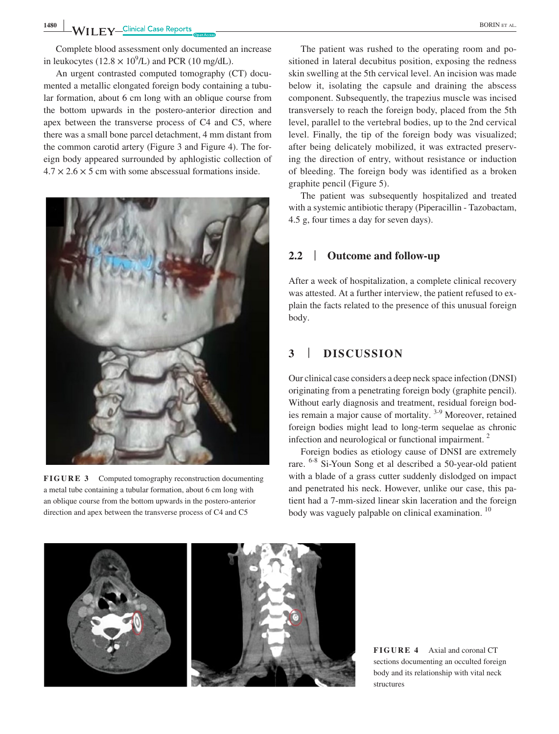Complete blood assessment only documented an increase in leukocytes ($12.8 \times 10^9$/L) and PCR (10 mg/dL).

An urgent contrasted computed tomography (CT) documented a metallic elongated foreign body containing a tubular formation, about 6 cm long with an oblique course from the bottom upwards in the postero-anterior direction and apex between the transverse process of C4 and C5, where there was a small bone parcel detachment, 4 mm distant from the common carotid artery (Figure 3 and Figure 4). The foreign body appeared surrounded by aphlogistic collection of $4.7 \times 2.6 \times 5$ cm with some abscessual formations inside.

**FIGURE 3** Computed tomography reconstruction documenting a metal tube containing a tubular formation, about 6 cm long with an oblique course from the bottom upwards in the postero-anterior direction and apex between the transverse process of C4 and C5

The patient was rushed to the operating room and positioned in lateral decubitus position, exposing the redness skin swelling at the 5th cervical level. An incision was made below it, isolating the capsule and draining the abscess component. Subsequently, the trapezius muscle was incised transversely to reach the foreign body, placed from the 5th level, parallel to the vertebral bodies, up to the 2nd cervical level. Finally, the tip of the foreign body was visualized; after being delicately mobilized, it was extracted preserving the direction of entry, without resistance or induction of bleeding. The foreign body was identified as a broken graphite pencil (Figure 5).

The patient was subsequently hospitalized and treated with a systemic antibiotic therapy (Piperacillin - Tazobactam, 4.5 g, four times a day for seven days).

### 2.2 | Outcome and follow-up

After a week of hospitalization, a complete clinical recovery was attested. At a further interview, the patient refused to explain the facts related to the presence of this unusual foreign body.

## 3 | DISCUSSION

Our clinical case considers a deep neck space infection (DNSI) originating from a penetrating foreign body (graphite pencil). Without early diagnosis and treatment, residual foreign bodies remain a major cause of mortality.[3-9] Moreover, retained foreign bodies might lead to long-term sequelae as chronic infection and neurological or functional impairment.[2]

Foreign bodies as etiology cause of DNSI are extremely rare.[6-8] Si-Youn Song et al described a 50-year-old patient with a blade of a grass cutter suddenly dislodged on impact and penetrated his neck. However, unlike our case, this patient had a 7-mm-sized linear skin laceration and the foreign body was vaguely palpable on clinical examination.[10]

**FIGURE 4** Axial and coronal CT sections documenting an occulted foreign body and its relationship with vital neck structures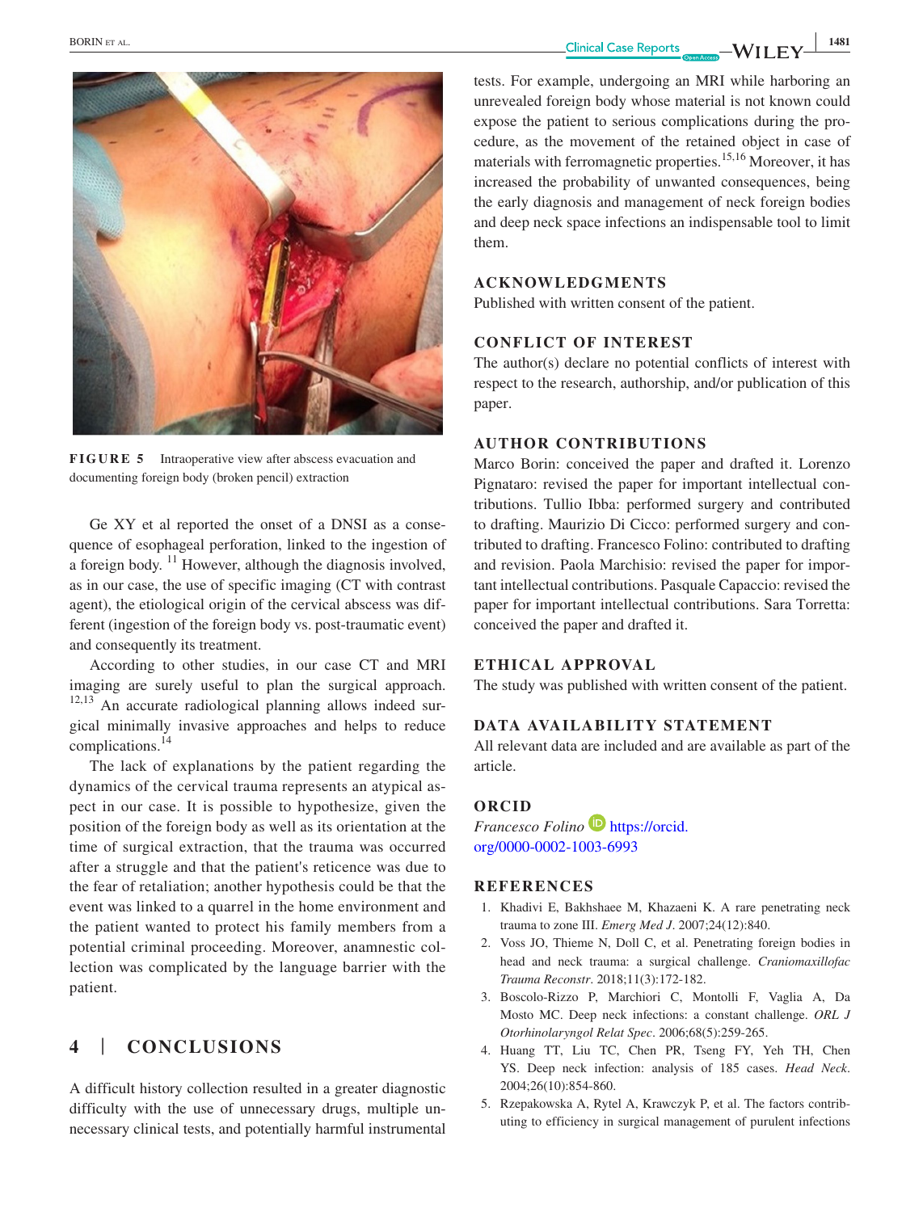FIGURE 5 Intraoperative view after abscess evacuation and documenting foreign body (broken pencil) extraction

Ge XY et al reported the onset of a DNSI as a consequence of esophageal perforation, linked to the ingestion of a foreign body. [11] However, although the diagnosis involved, as in our case, the use of specific imaging (CT with contrast agent), the etiological origin of the cervical abscess was different (ingestion of the foreign body vs. post-traumatic event) and consequently its treatment.

According to other studies, in our case CT and MRI imaging are surely useful to plan the surgical approach.[12,13] An accurate radiological planning allows indeed surgical minimally invasive approaches and helps to reduce complications.[14]

The lack of explanations by the patient regarding the dynamics of the cervical trauma represents an atypical aspect in our case. It is possible to hypothesize, given the position of the foreign body as well as its orientation at the time of surgical extraction, that the trauma was occurred after a struggle and that the patient's reticence was due to the fear of retaliation; another hypothesis could be that the event was linked to a quarrel in the home environment and the patient wanted to protect his family members from a potential criminal proceeding. Moreover, anamnestic collection was complicated by the language barrier with the patient.

## 4 | CONCLUSIONS

A difficult history collection resulted in a greater diagnostic difficulty with the use of unnecessary drugs, multiple unnecessary clinical tests, and potentially harmful instrumental tests. For example, undergoing an MRI while harboring an unrevealed foreign body whose material is not known could expose the patient to serious complications during the procedure, as the movement of the retained object in case of materials with ferromagnetic properties.[15,16] Moreover, it has increased the probability of unwanted consequences, being the early diagnosis and management of neck foreign bodies and deep neck space infections an indispensable tool to limit them.

## ACKNOWLEDGMENTS

Published with written consent of the patient.

## CONFLICT OF INTEREST

The author(s) declare no potential conflicts of interest with respect to the research, authorship, and/or publication of this paper.

## AUTHOR CONTRIBUTIONS

Marco Borin: conceived the paper and drafted it. Lorenzo Pignataro: revised the paper for important intellectual contributions. Tullio Ibba: performed surgery and contributed to drafting. Maurizio Di Cicco: performed surgery and contributed to drafting. Francesco Folino: contributed to drafting and revision. Paola Marchisio: revised the paper for important intellectual contributions. Pasquale Capaccio: revised the paper for important intellectual contributions. Sara Torretta: conceived the paper and drafted it.

## ETHICAL APPROVAL

The study was published with written consent of the patient.

## DATA AVAILABILITY STATEMENT

All relevant data are included and are available as part of the article.

## ORCID

*Francesco Folino* https://orcid.org/0000-0002-1003-6993

## REFERENCES

1. Khadivi E, Bakhshaee M, Khazaeni K. A rare penetrating neck trauma to zone III. *Emerg Med J*. 2007;24(12):840.
2. Voss JO, Thieme N, Doll C, et al. Penetrating foreign bodies in head and neck trauma: a surgical challenge. *Craniomaxillofac Trauma Reconstr*. 2018;11(3):172-182.
3. Boscolo-Rizzo P, Marchiori C, Montolli F, Vaglia A, Da Mosto MC. Deep neck infections: a constant challenge. *ORL J Otorhinolaryngol Relat Spec*. 2006;68(5):259-265.
4. Huang TT, Liu TC, Chen PR, Tseng FY, Yeh TH, Chen YS. Deep neck infection: analysis of 185 cases. *Head Neck*. 2004;26(10):854-860.
5. Rzepakowska A, Rytel A, Krawczyk P, et al. The factors contributing to efficiency in surgical management of purulent infections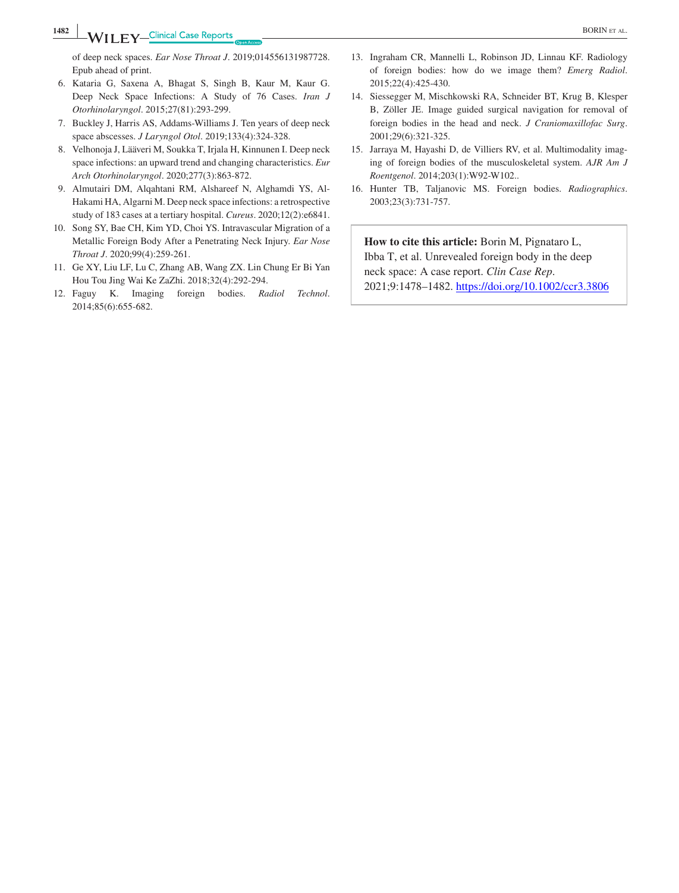of deep neck spaces. *Ear Nose Throat J*. 2019;014556131987728. Epub ahead of print.

6. Kataria G, Saxena A, Bhagat S, Singh B, Kaur M, Kaur G. Deep Neck Space Infections: A Study of 76 Cases. *Iran J Otorhinolaryngol*. 2015;27(81):293-299.
7. Buckley J, Harris AS, Addams-Williams J. Ten years of deep neck space abscesses. *J Laryngol Otol*. 2019;133(4):324-328.
8. Velhonoja J, Lääveri M, Soukka T, Irjala H, Kinnunen I. Deep neck space infections: an upward trend and changing characteristics. *Eur Arch Otorhinolaryngol*. 2020;277(3):863-872.
9. Almutairi DM, Alqahtani RM, Alshareef N, Alghamdi YS, Al-Hakami HA, Algarni M. Deep neck space infections: a retrospective study of 183 cases at a tertiary hospital. *Cureus*. 2020;12(2):e6841.
10. Song SY, Bae CH, Kim YD, Choi YS. Intravascular Migration of a Metallic Foreign Body After a Penetrating Neck Injury. *Ear Nose Throat J*. 2020;99(4):259-261.
11. Ge XY, Liu LF, Lu C, Zhang AB, Wang ZX. Lin Chung Er Bi Yan Hou Tou Jing Wai Ke ZaZhi. 2018;32(4):292-294.
12. Faguy K. Imaging foreign bodies. *Radiol Technol*. 2014;85(6):655-682.
13. Ingraham CR, Mannelli L, Robinson JD, Linnau KF. Radiology of foreign bodies: how do we image them? *Emerg Radiol*. 2015;22(4):425-430.
14. Siessegger M, Mischkowski RA, Schneider BT, Krug B, Klesper B, Zöller JE. Image guided surgical navigation for removal of foreign bodies in the head and neck. *J Craniomaxillofac Surg*. 2001;29(6):321-325.
15. Jarraya M, Hayashi D, de Villiers RV, et al. Multimodality imaging of foreign bodies of the musculoskeletal system. *AJR Am J Roentgenol*. 2014;203(1):W92-W102..
16. Hunter TB, Taljanovic MS. Foreign bodies. *Radiographics*. 2003;23(3):731-757.

**How to cite this article:** Borin M, Pignataro L, Ibba T, et al. Unrevealed foreign body in the deep neck space: A case report. *Clin Case Rep*. 2021;9:1478–1482. https://doi.org/10.1002/ccr3.3806